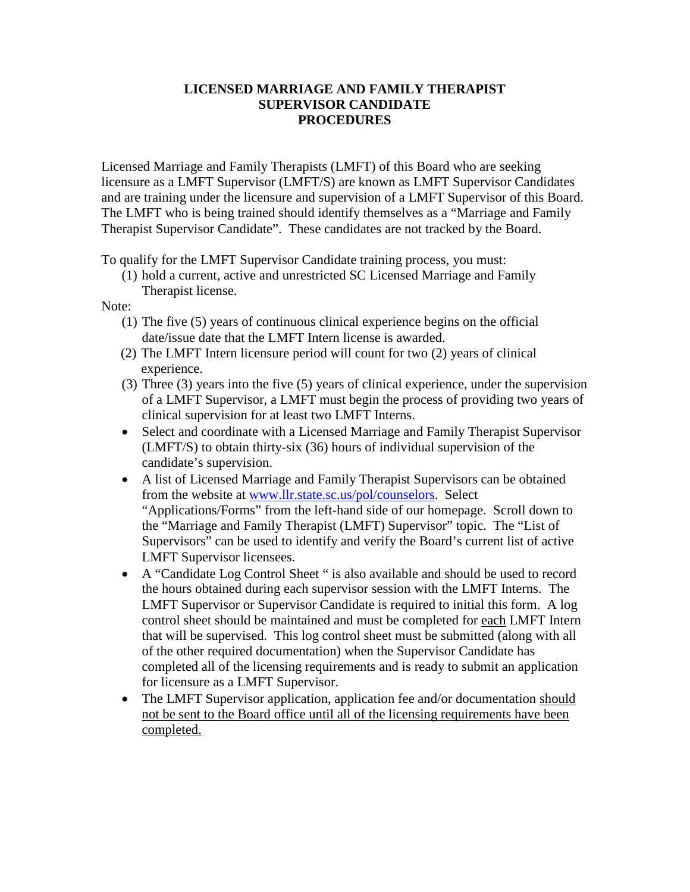# LICENSED MARRIAGE AND FAMILY THERAPIST SUPERVISOR CANDIDATE PROCEDURES

Licensed Marriage and Family Therapists (LMFT) of this Board who are seeking licensure as a LMFT Supervisor (LMFT/S) are known as LMFT Supervisor Candidates and are training under the licensure and supervision of a LMFT Supervisor of this Board. The LMFT who is being trained should identify themselves as a "Marriage and Family Therapist Supervisor Candidate". These candidates are not tracked by the Board.

To qualify for the LMFT Supervisor Candidate training process, you must:

(1) hold a current, active and unrestricted SC Licensed Marriage and Family Therapist license.

Note:

(1) The five (5) years of continuous clinical experience begins on the official date/issue date that the LMFT Intern license is awarded.

(2) The LMFT Intern licensure period will count for two (2) years of clinical experience.

(3) Three (3) years into the five (5) years of clinical experience, under the supervision of a LMFT Supervisor, a LMFT must begin the process of providing two years of clinical supervision for at least two LMFT Interns.

- Select and coordinate with a Licensed Marriage and Family Therapist Supervisor (LMFT/S) to obtain thirty-six (36) hours of individual supervision of the candidate's supervision.
- A list of Licensed Marriage and Family Therapist Supervisors can be obtained from the website at [www.llr.state.sc.us/pol/counselors](www.llr.state.sc.us/pol/counselors). Select "Applications/Forms" from the left-hand side of our homepage. Scroll down to the "Marriage and Family Therapist (LMFT) Supervisor" topic. The "List of Supervisors" can be used to identify and verify the Board's current list of active LMFT Supervisor licensees.
- A "Candidate Log Control Sheet " is also available and should be used to record the hours obtained during each supervisor session with the LMFT Interns. The LMFT Supervisor or Supervisor Candidate is required to initial this form. A log control sheet should be maintained and must be completed for <u>each</u> LMFT Intern that will be supervised. This log control sheet must be submitted (along with all of the other required documentation) when the Supervisor Candidate has completed all of the licensing requirements and is ready to submit an application for licensure as a LMFT Supervisor.
- The LMFT Supervisor application, application fee and/or documentation <u>should not be sent to the Board office until all of the licensing requirements have been completed.</u>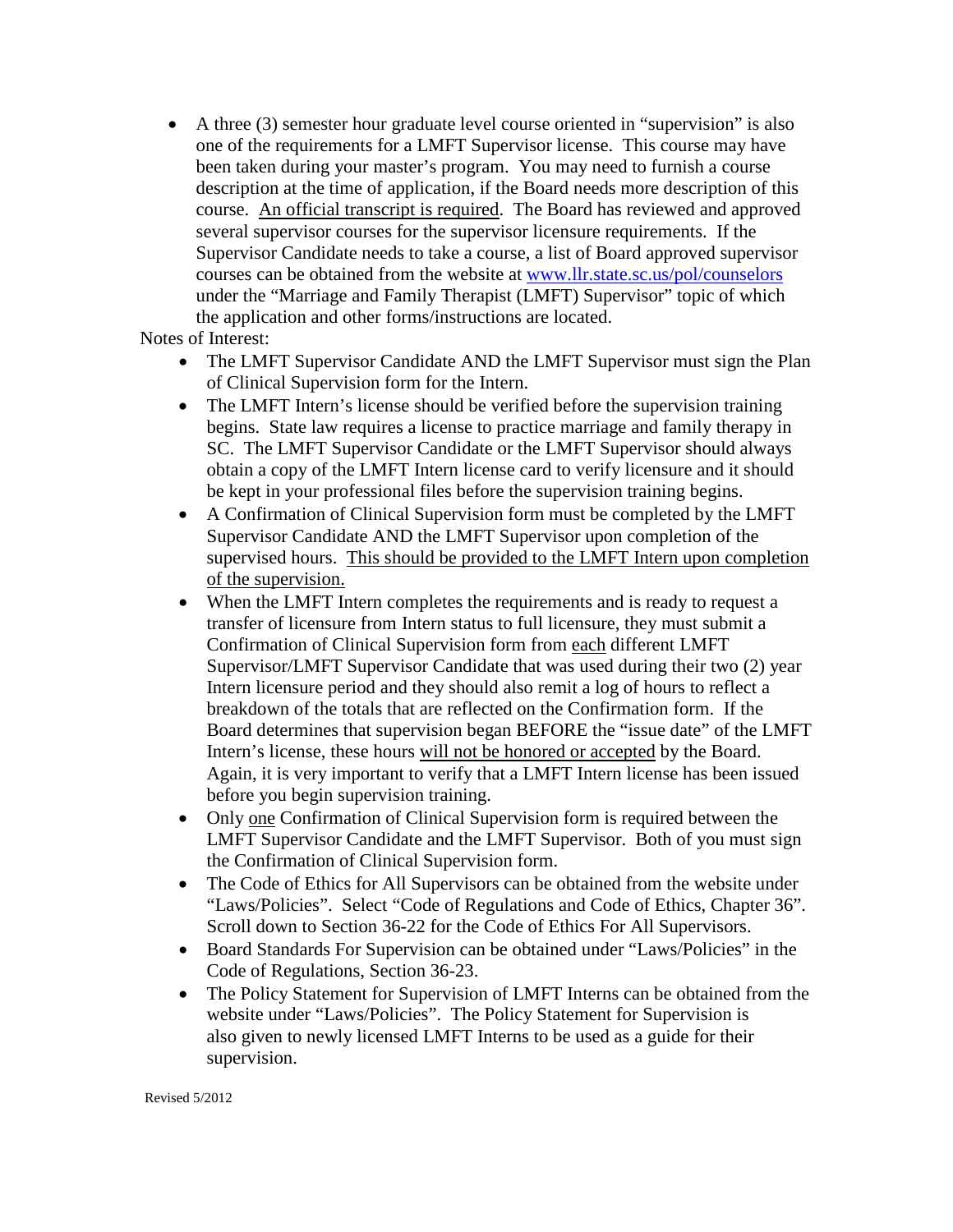- A three (3) semester hour graduate level course oriented in "supervision" is also one of the requirements for a LMFT Supervisor license. This course may have been taken during your master's program. You may need to furnish a course description at the time of application, if the Board needs more description of this course. <u>An official transcript is required</u>. The Board has reviewed and approved several supervisor courses for the supervisor licensure requirements. If the Supervisor Candidate needs to take a course, a list of Board approved supervisor courses can be obtained from the website at [www.llr.state.sc.us/pol/counselors](http://www.llr.state.sc.us/pol/counselors) under the "Marriage and Family Therapist (LMFT) Supervisor" topic of which the application and other forms/instructions are located.

Notes of Interest:

- The LMFT Supervisor Candidate AND the LMFT Supervisor must sign the Plan of Clinical Supervision form for the Intern.
- The LMFT Intern's license should be verified before the supervision training begins. State law requires a license to practice marriage and family therapy in SC. The LMFT Supervisor Candidate or the LMFT Supervisor should always obtain a copy of the LMFT Intern license card to verify licensure and it should be kept in your professional files before the supervision training begins.
- A Confirmation of Clinical Supervision form must be completed by the LMFT Supervisor Candidate AND the LMFT Supervisor upon completion of the supervised hours. <u>This should be provided to the LMFT Intern upon completion of the supervision.</u>
- When the LMFT Intern completes the requirements and is ready to request a transfer of licensure from Intern status to full licensure, they must submit a Confirmation of Clinical Supervision form from <u>each</u> different LMFT Supervisor/LMFT Supervisor Candidate that was used during their two (2) year Intern licensure period and they should also remit a log of hours to reflect a breakdown of the totals that are reflected on the Confirmation form. If the Board determines that supervision began BEFORE the "issue date" of the LMFT Intern's license, these hours <u>will not be honored or accepted</u> by the Board. Again, it is very important to verify that a LMFT Intern license has been issued before you begin supervision training.
- Only <u>one</u> Confirmation of Clinical Supervision form is required between the LMFT Supervisor Candidate and the LMFT Supervisor. Both of you must sign the Confirmation of Clinical Supervision form.
- The Code of Ethics for All Supervisors can be obtained from the website under "Laws/Policies". Select "Code of Regulations and Code of Ethics, Chapter 36". Scroll down to Section 36-22 for the Code of Ethics For All Supervisors.
- Board Standards For Supervision can be obtained under "Laws/Policies" in the Code of Regulations, Section 36-23.
- The Policy Statement for Supervision of LMFT Interns can be obtained from the website under "Laws/Policies". The Policy Statement for Supervision is also given to newly licensed LMFT Interns to be used as a guide for their supervision.

Revised 5/2012